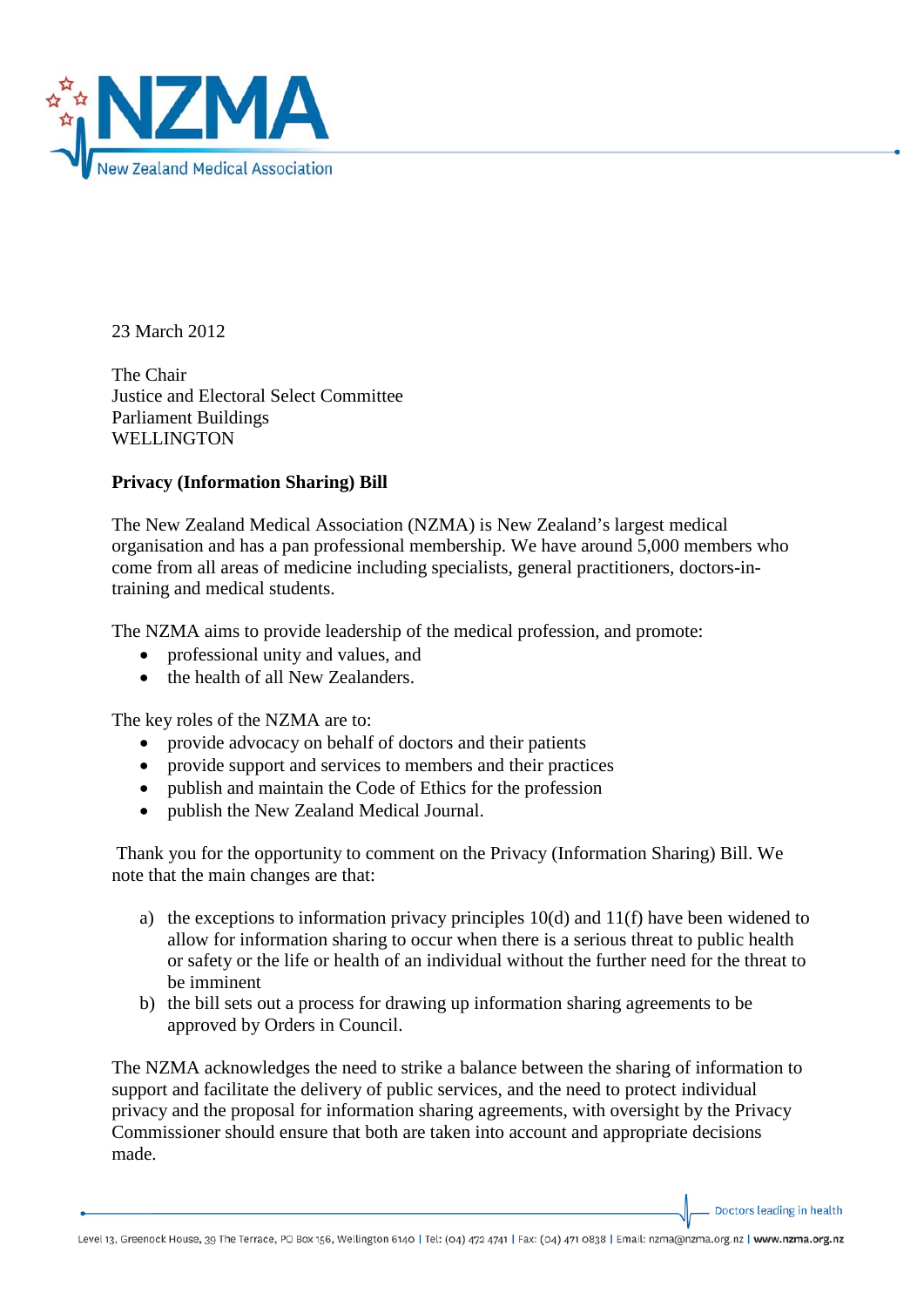23 March 2012

The Chair
Justice and Electoral Select Committee
Parliament Buildings
WELLINGTON

**Privacy (Information Sharing) Bill**

The New Zealand Medical Association (NZMA) is New Zealand's largest medical organisation and has a pan professional membership. We have around 5,000 members who come from all areas of medicine including specialists, general practitioners, doctors-in-training and medical students.

The NZMA aims to provide leadership of the medical profession, and promote:

- professional unity and values, and
- the health of all New Zealanders.

The key roles of the NZMA are to:

- provide advocacy on behalf of doctors and their patients
- provide support and services to members and their practices
- publish and maintain the Code of Ethics for the profession
- publish the New Zealand Medical Journal.

Thank you for the opportunity to comment on the Privacy (Information Sharing) Bill. We note that the main changes are that:

a) the exceptions to information privacy principles 10(d) and 11(f) have been widened to allow for information sharing to occur when there is a serious threat to public health or safety or the life or health of an individual without the further need for the threat to be imminent
b) the bill sets out a process for drawing up information sharing agreements to be approved by Orders in Council.

The NZMA acknowledges the need to strike a balance between the sharing of information to support and facilitate the delivery of public services, and the need to protect individual privacy and the proposal for information sharing agreements, with oversight by the Privacy Commissioner should ensure that both are taken into account and appropriate decisions made.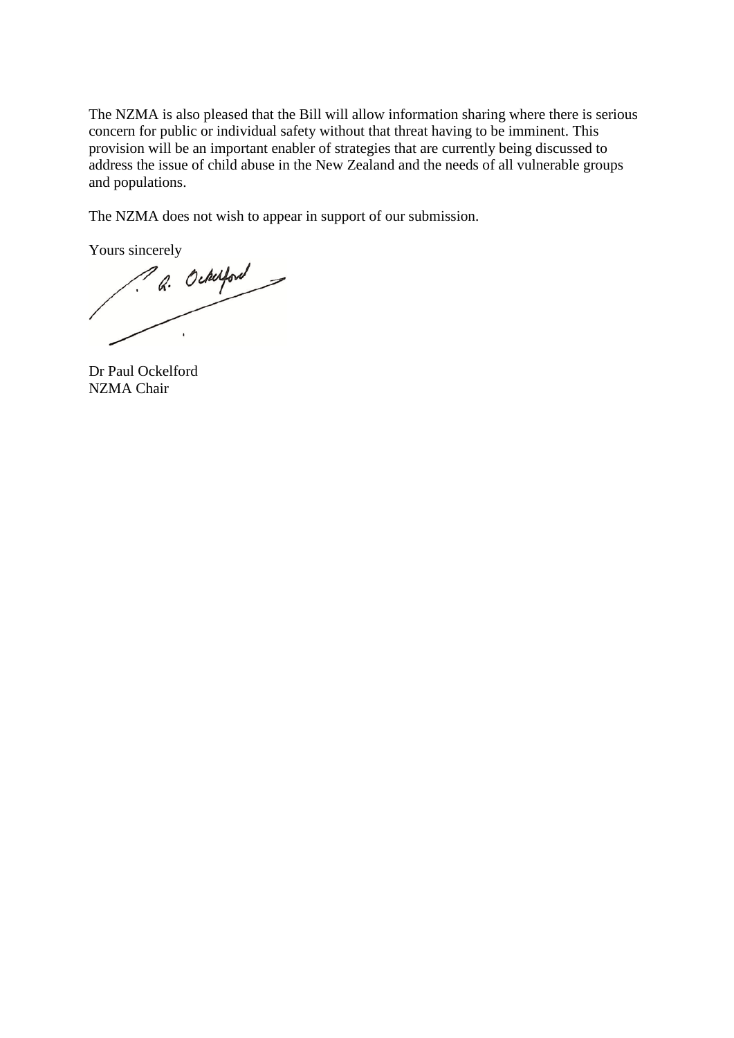The NZMA is also pleased that the Bill will allow information sharing where there is serious concern for public or individual safety without that threat having to be imminent. This provision will be an important enabler of strategies that are currently being discussed to address the issue of child abuse in the New Zealand and the needs of all vulnerable groups and populations.

The NZMA does not wish to appear in support of our submission.

Yours sincerely

Dr Paul Ockelford
NZMA Chair